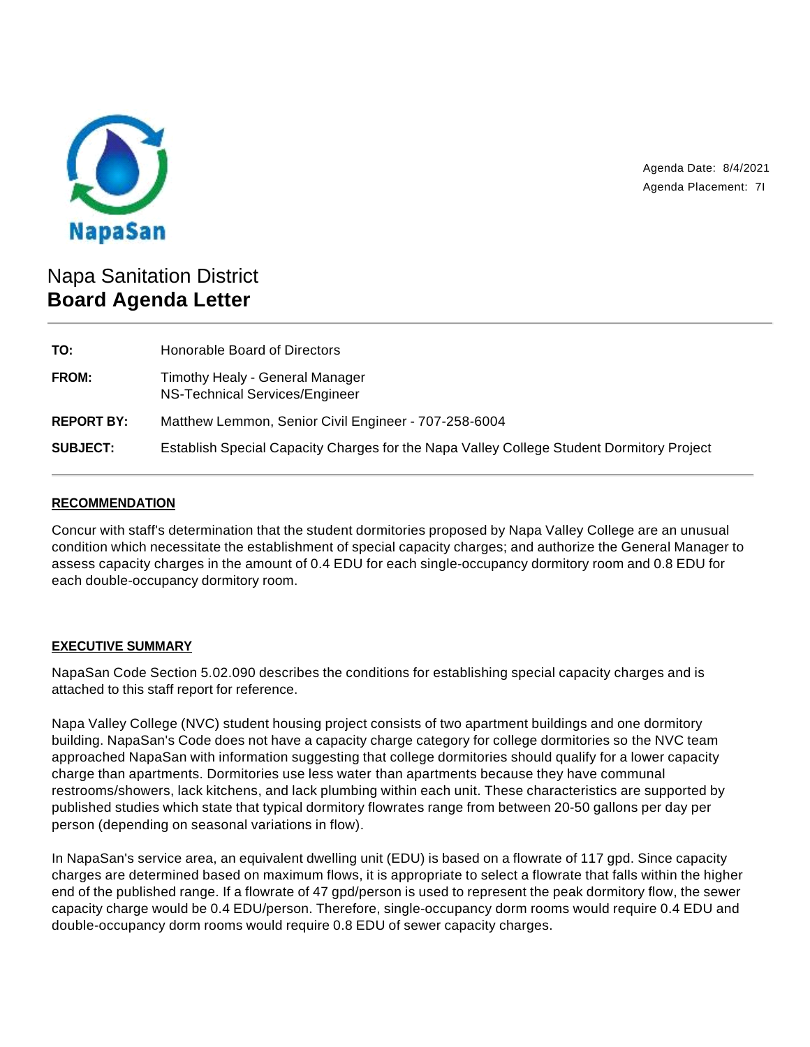NapaSan

Agenda Date: 8/4/2021
Agenda Placement: 7I

# Napa Sanitation District
**Board Agenda Letter**

| | |
|---|---|
| **TO:** | Honorable Board of Directors |
| **FROM:** | Timothy Healy - General Manager<br>NS-Technical Services/Engineer |
| **REPORT BY:** | Matthew Lemmon, Senior Civil Engineer - 707-258-6004 |
| **SUBJECT:** | Establish Special Capacity Charges for the Napa Valley College Student Dormitory Project |

## RECOMMENDATION

Concur with staff's determination that the student dormitories proposed by Napa Valley College are an unusual condition which necessitate the establishment of special capacity charges; and authorize the General Manager to assess capacity charges in the amount of 0.4 EDU for each single-occupancy dormitory room and 0.8 EDU for each double-occupancy dormitory room.

## EXECUTIVE SUMMARY

NapaSan Code Section 5.02.090 describes the conditions for establishing special capacity charges and is attached to this staff report for reference.

Napa Valley College (NVC) student housing project consists of two apartment buildings and one dormitory building. NapaSan's Code does not have a capacity charge category for college dormitories so the NVC team approached NapaSan with information suggesting that college dormitories should qualify for a lower capacity charge than apartments. Dormitories use less water than apartments because they have communal restrooms/showers, lack kitchens, and lack plumbing within each unit. These characteristics are supported by published studies which state that typical dormitory flowrates range from between 20-50 gallons per day per person (depending on seasonal variations in flow).

In NapaSan's service area, an equivalent dwelling unit (EDU) is based on a flowrate of 117 gpd. Since capacity charges are determined based on maximum flows, it is appropriate to select a flowrate that falls within the higher end of the published range. If a flowrate of 47 gpd/person is used to represent the peak dormitory flow, the sewer capacity charge would be 0.4 EDU/person. Therefore, single-occupancy dorm rooms would require 0.4 EDU and double-occupancy dorm rooms would require 0.8 EDU of sewer capacity charges.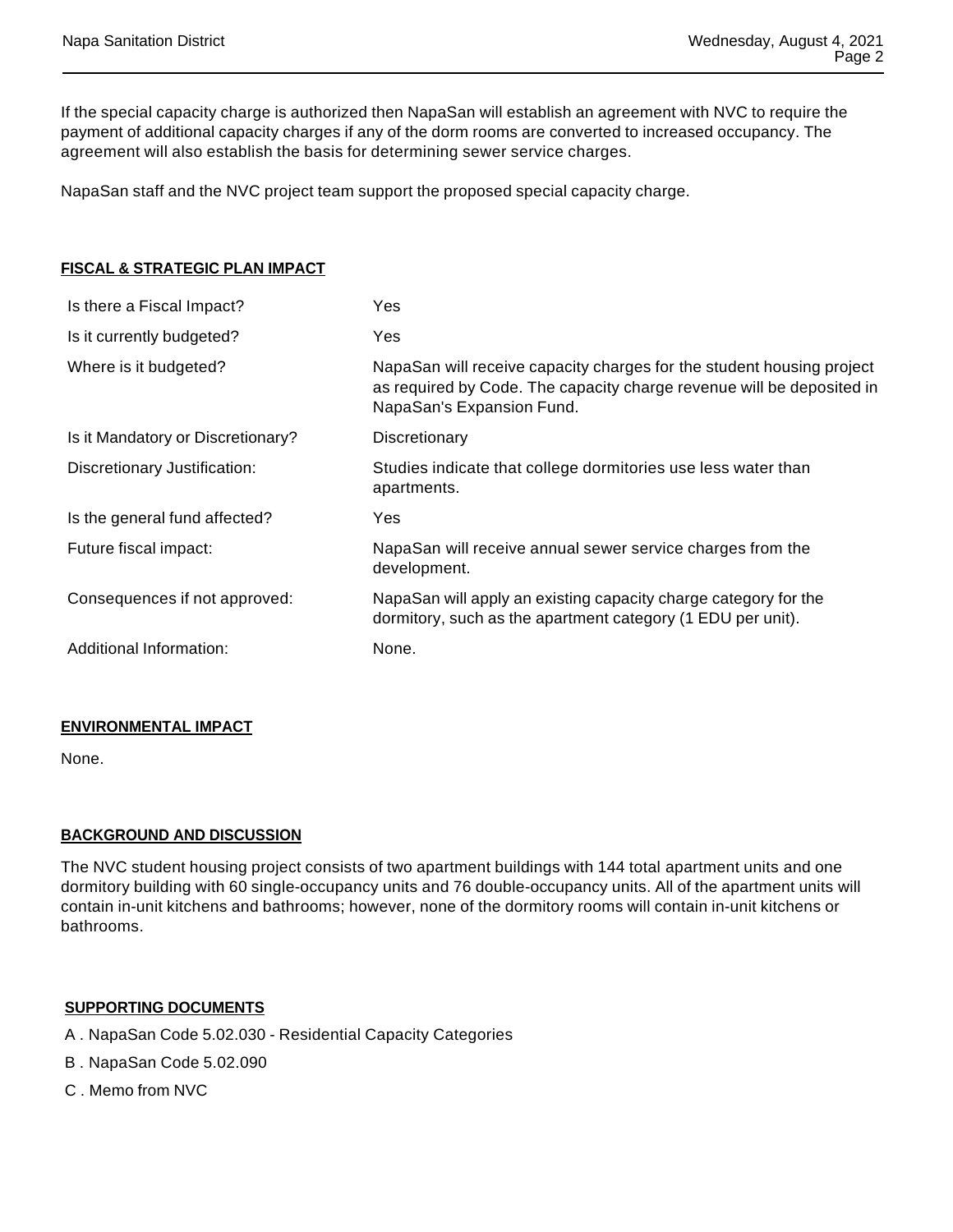If the special capacity charge is authorized then NapaSan will establish an agreement with NVC to require the payment of additional capacity charges if any of the dorm rooms are converted to increased occupancy. The agreement will also establish the basis for determining sewer service charges.

NapaSan staff and the NVC project team support the proposed special capacity charge.

## FISCAL & STRATEGIC PLAN IMPACT

| | |
|---|---|
| Is there a Fiscal Impact? | Yes |
| Is it currently budgeted? | Yes |
| Where is it budgeted? | NapaSan will receive capacity charges for the student housing project as required by Code. The capacity charge revenue will be deposited in NapaSan's Expansion Fund. |
| Is it Mandatory or Discretionary? | Discretionary |
| Discretionary Justification: | Studies indicate that college dormitories use less water than apartments. |
| Is the general fund affected? | Yes |
| Future fiscal impact: | NapaSan will receive annual sewer service charges from the development. |
| Consequences if not approved: | NapaSan will apply an existing capacity charge category for the dormitory, such as the apartment category (1 EDU per unit). |
| Additional Information: | None. |

## ENVIRONMENTAL IMPACT

None.

## BACKGROUND AND DISCUSSION

The NVC student housing project consists of two apartment buildings with 144 total apartment units and one dormitory building with 60 single-occupancy units and 76 double-occupancy units. All of the apartment units will contain in-unit kitchens and bathrooms; however, none of the dormitory rooms will contain in-unit kitchens or bathrooms.

## SUPPORTING DOCUMENTS

A . NapaSan Code 5.02.030 - Residential Capacity Categories

B . NapaSan Code 5.02.090

C . Memo from NVC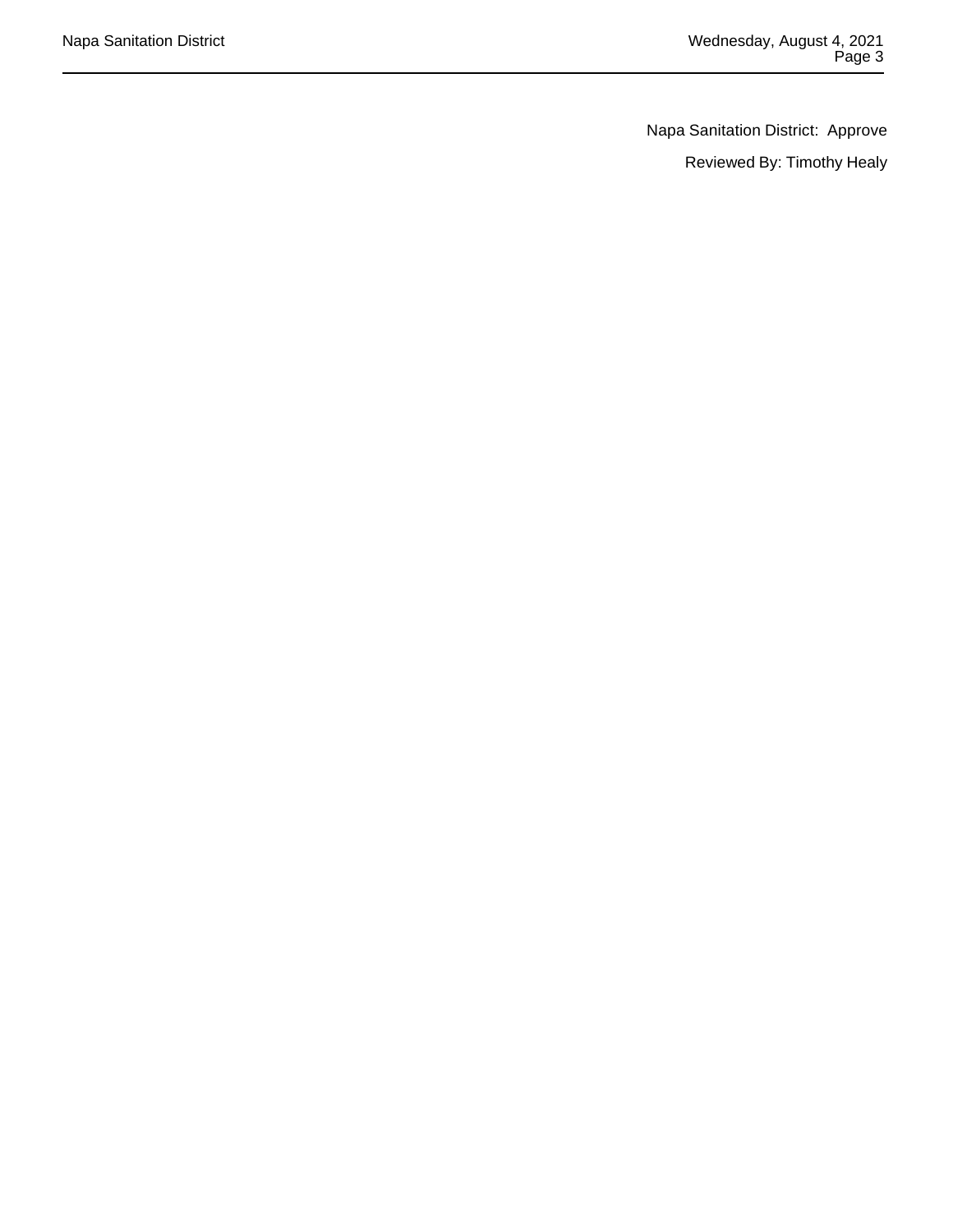Napa Sanitation District: Approve

Reviewed By: Timothy Healy